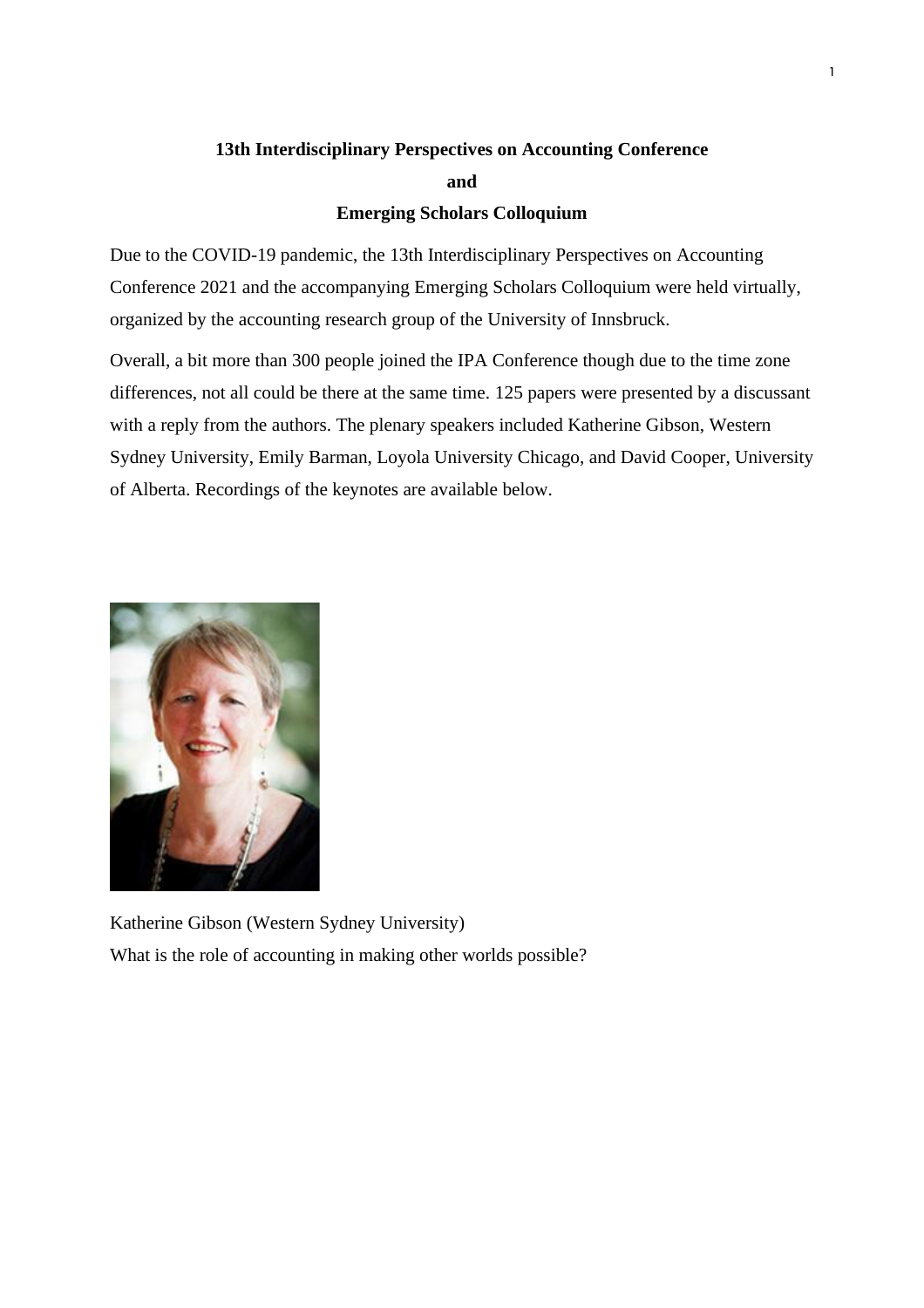**13th Interdisciplinary Perspectives on Accounting Conference**

**and**

**Emerging Scholars Colloquium**

Due to the COVID-19 pandemic, the 13th Interdisciplinary Perspectives on Accounting Conference 2021 and the accompanying Emerging Scholars Colloquium were held virtually, organized by the accounting research group of the University of Innsbruck.

Overall, a bit more than 300 people joined the IPA Conference though due to the time zone differences, not all could be there at the same time. 125 papers were presented by a discussant with a reply from the authors. The plenary speakers included Katherine Gibson, Western Sydney University, Emily Barman, Loyola University Chicago, and David Cooper, University of Alberta. Recordings of the keynotes are available below.

Katherine Gibson (Western Sydney University)
What is the role of accounting in making other worlds possible?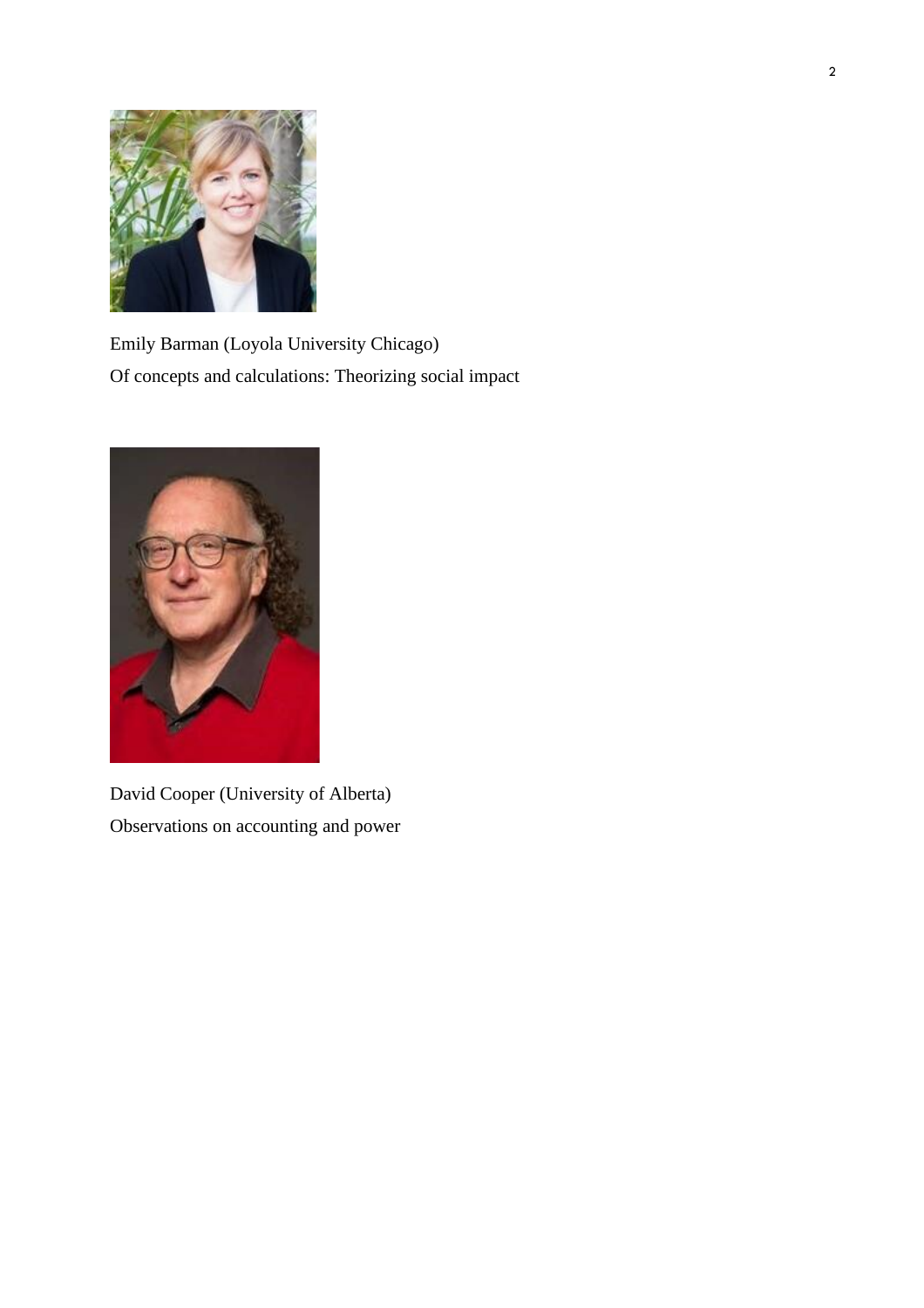Emily Barman (Loyola University Chicago)
Of concepts and calculations: Theorizing social impact

David Cooper (University of Alberta)
Observations on accounting and power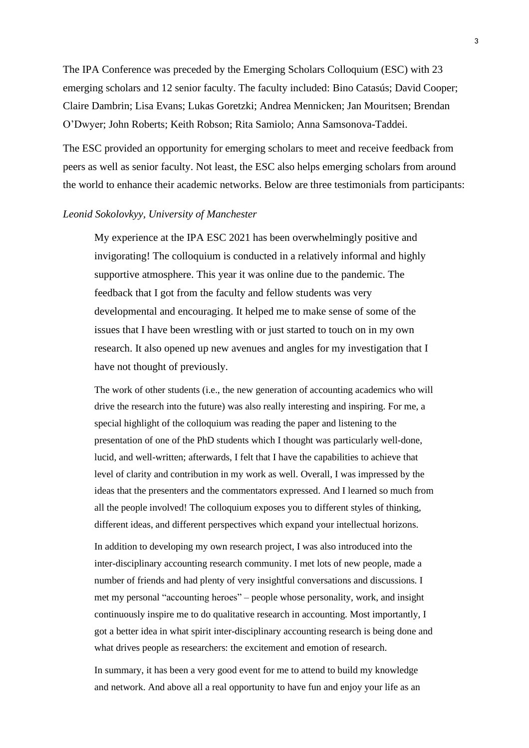The IPA Conference was preceded by the Emerging Scholars Colloquium (ESC) with 23 emerging scholars and 12 senior faculty. The faculty included: Bino Catasús; David Cooper; Claire Dambrin; Lisa Evans; Lukas Goretzki; Andrea Mennicken; Jan Mouritsen; Brendan O'Dwyer; John Roberts; Keith Robson; Rita Samiolo; Anna Samsonova-Taddei.

The ESC provided an opportunity for emerging scholars to meet and receive feedback from peers as well as senior faculty. Not least, the ESC also helps emerging scholars from around the world to enhance their academic networks. Below are three testimonials from participants:

*Leonid Sokolovkyy, University of Manchester*

> My experience at the IPA ESC 2021 has been overwhelmingly positive and invigorating! The colloquium is conducted in a relatively informal and highly supportive atmosphere. This year it was online due to the pandemic. The feedback that I got from the faculty and fellow students was very developmental and encouraging. It helped me to make sense of some of the issues that I have been wrestling with or just started to touch on in my own research. It also opened up new avenues and angles for my investigation that I have not thought of previously.
>
> The work of other students (i.e., the new generation of accounting academics who will drive the research into the future) was also really interesting and inspiring. For me, a special highlight of the colloquium was reading the paper and listening to the presentation of one of the PhD students which I thought was particularly well-done, lucid, and well-written; afterwards, I felt that I have the capabilities to achieve that level of clarity and contribution in my work as well. Overall, I was impressed by the ideas that the presenters and the commentators expressed. And I learned so much from all the people involved! The colloquium exposes you to different styles of thinking, different ideas, and different perspectives which expand your intellectual horizons.
>
> In addition to developing my own research project, I was also introduced into the inter-disciplinary accounting research community. I met lots of new people, made a number of friends and had plenty of very insightful conversations and discussions. I met my personal "accounting heroes" – people whose personality, work, and insight continuously inspire me to do qualitative research in accounting. Most importantly, I got a better idea in what spirit inter-disciplinary accounting research is being done and what drives people as researchers: the excitement and emotion of research.
>
> In summary, it has been a very good event for me to attend to build my knowledge and network. And above all a real opportunity to have fun and enjoy your life as an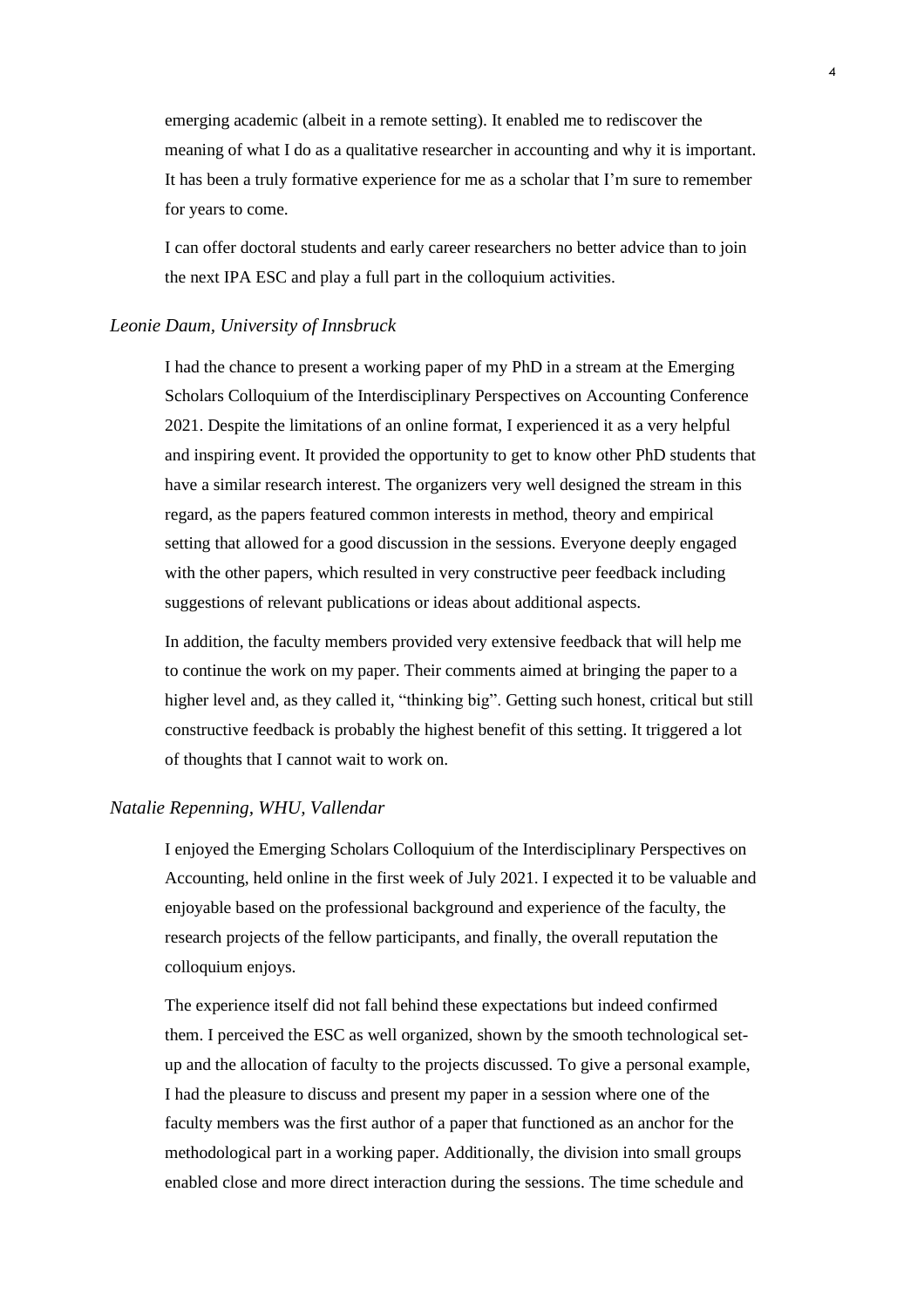emerging academic (albeit in a remote setting). It enabled me to rediscover the meaning of what I do as a qualitative researcher in accounting and why it is important. It has been a truly formative experience for me as a scholar that I'm sure to remember for years to come.

I can offer doctoral students and early career researchers no better advice than to join the next IPA ESC and play a full part in the colloquium activities.

*Leonie Daum, University of Innsbruck*

I had the chance to present a working paper of my PhD in a stream at the Emerging Scholars Colloquium of the Interdisciplinary Perspectives on Accounting Conference 2021. Despite the limitations of an online format, I experienced it as a very helpful and inspiring event. It provided the opportunity to get to know other PhD students that have a similar research interest. The organizers very well designed the stream in this regard, as the papers featured common interests in method, theory and empirical setting that allowed for a good discussion in the sessions. Everyone deeply engaged with the other papers, which resulted in very constructive peer feedback including suggestions of relevant publications or ideas about additional aspects.

In addition, the faculty members provided very extensive feedback that will help me to continue the work on my paper. Their comments aimed at bringing the paper to a higher level and, as they called it, "thinking big". Getting such honest, critical but still constructive feedback is probably the highest benefit of this setting. It triggered a lot of thoughts that I cannot wait to work on.

*Natalie Repenning, WHU, Vallendar*

I enjoyed the Emerging Scholars Colloquium of the Interdisciplinary Perspectives on Accounting, held online in the first week of July 2021. I expected it to be valuable and enjoyable based on the professional background and experience of the faculty, the research projects of the fellow participants, and finally, the overall reputation the colloquium enjoys.

The experience itself did not fall behind these expectations but indeed confirmed them. I perceived the ESC as well organized, shown by the smooth technological set-up and the allocation of faculty to the projects discussed. To give a personal example, I had the pleasure to discuss and present my paper in a session where one of the faculty members was the first author of a paper that functioned as an anchor for the methodological part in a working paper. Additionally, the division into small groups enabled close and more direct interaction during the sessions. The time schedule and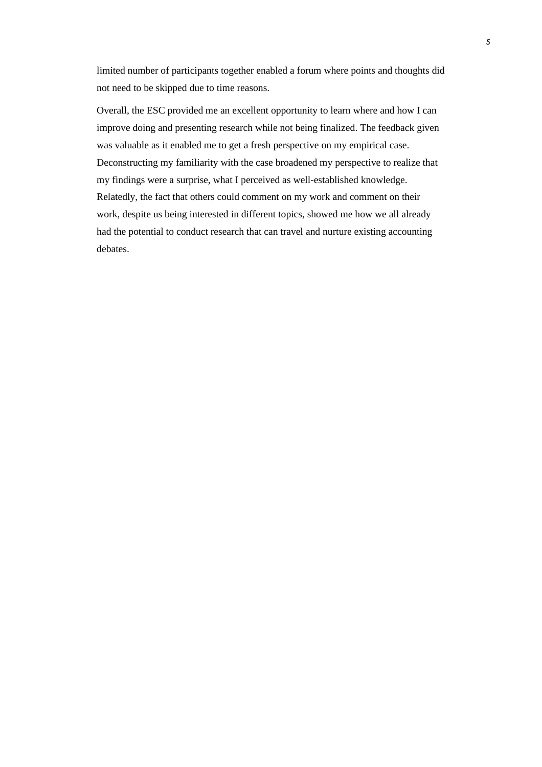limited number of participants together enabled a forum where points and thoughts did not need to be skipped due to time reasons.

Overall, the ESC provided me an excellent opportunity to learn where and how I can improve doing and presenting research while not being finalized. The feedback given was valuable as it enabled me to get a fresh perspective on my empirical case. Deconstructing my familiarity with the case broadened my perspective to realize that my findings were a surprise, what I perceived as well-established knowledge. Relatedly, the fact that others could comment on my work and comment on their work, despite us being interested in different topics, showed me how we all already had the potential to conduct research that can travel and nurture existing accounting debates.